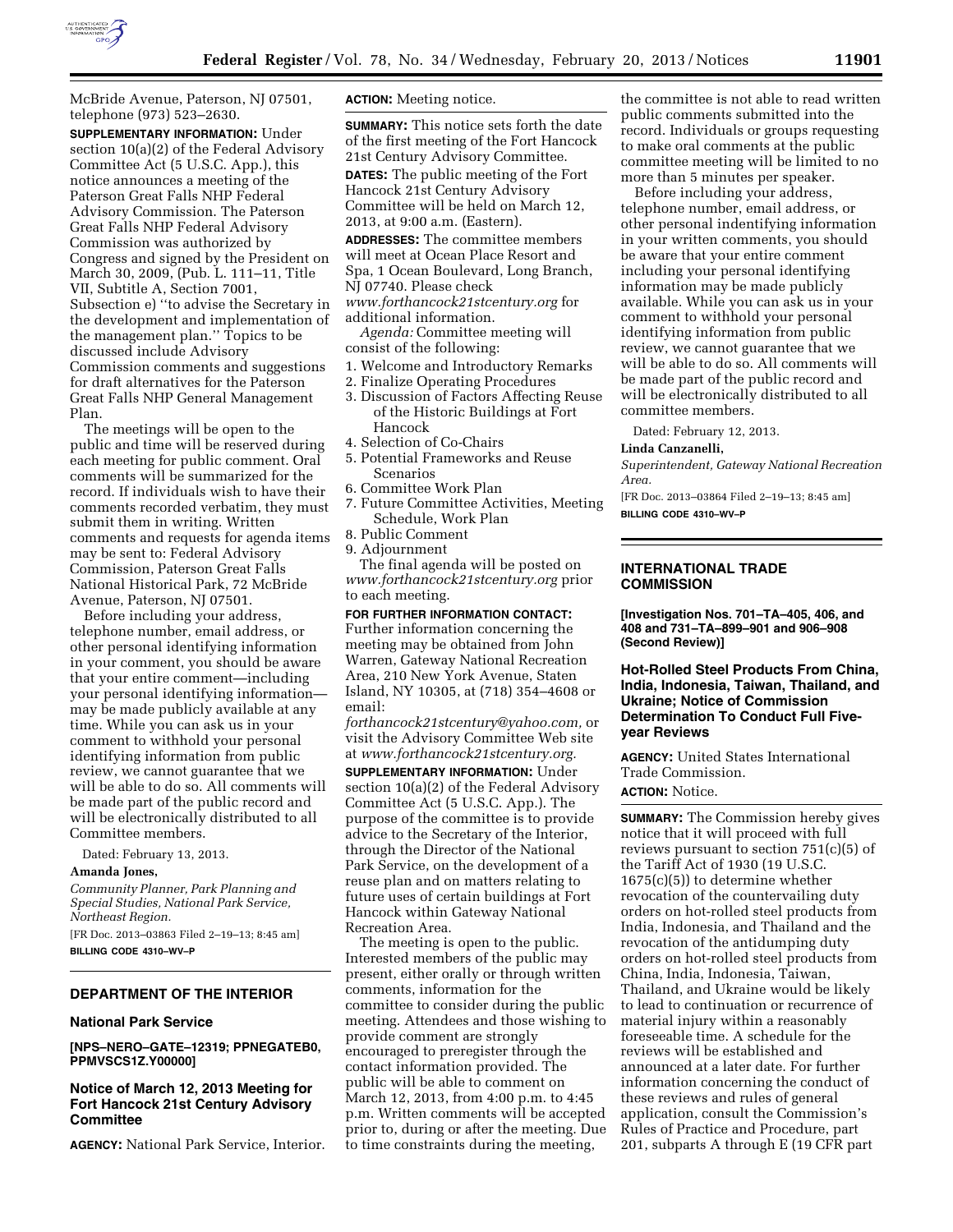McBride Avenue, Paterson, NJ 07501, telephone (973) 523–2630.

**SUPPLEMENTARY INFORMATION:** Under section 10(a)(2) of the Federal Advisory Committee Act (5 U.S.C. App.), this notice announces a meeting of the Paterson Great Falls NHP Federal Advisory Commission. The Paterson Great Falls NHP Federal Advisory Commission was authorized by Congress and signed by the President on March 30, 2009, (Pub. L. 111–11, Title VII, Subtitle A, Section 7001, Subsection e) ''to advise the Secretary in the development and implementation of the management plan.'' Topics to be discussed include Advisory Commission comments and suggestions for draft alternatives for the Paterson Great Falls NHP General Management Plan.

The meetings will be open to the public and time will be reserved during each meeting for public comment. Oral comments will be summarized for the record. If individuals wish to have their comments recorded verbatim, they must submit them in writing. Written comments and requests for agenda items may be sent to: Federal Advisory Commission, Paterson Great Falls National Historical Park, 72 McBride Avenue, Paterson, NJ 07501.

Before including your address, telephone number, email address, or other personal identifying information in your comment, you should be aware that your entire comment—including your personal identifying information—may be made publicly available at any time. While you can ask us in your comment to withhold your personal identifying information from public review, we cannot guarantee that we will be able to do so. All comments will be made part of the public record and will be electronically distributed to all Committee members.

Dated: February 13, 2013.

**Amanda Jones,**

*Community Planner, Park Planning and Special Studies, National Park Service, Northeast Region.*

[FR Doc. 2013–03863 Filed 2–19–13; 8:45 am]

**BILLING CODE 4310–WV–P**

## DEPARTMENT OF THE INTERIOR

### National Park Service

**[NPS–NERO–GATE–12319; PPNEGATEB0, PPMVSCS1Z.Y00000]**

### Notice of March 12, 2013 Meeting for Fort Hancock 21st Century Advisory Committee

**AGENCY:** National Park Service, Interior.

**ACTION:** Meeting notice.

**SUMMARY:** This notice sets forth the date of the first meeting of the Fort Hancock 21st Century Advisory Committee.

**DATES:** The public meeting of the Fort Hancock 21st Century Advisory Committee will be held on March 12, 2013, at 9:00 a.m. (Eastern).

**ADDRESSES:** The committee members will meet at Ocean Place Resort and Spa, 1 Ocean Boulevard, Long Branch, NJ 07740. Please check *www.forthancock21stcentury.org* for additional information.

*Agenda:* Committee meeting will consist of the following:

1. Welcome and Introductory Remarks
2. Finalize Operating Procedures
3. Discussion of Factors Affecting Reuse of the Historic Buildings at Fort Hancock
4. Selection of Co-Chairs
5. Potential Frameworks and Reuse Scenarios
6. Committee Work Plan
7. Future Committee Activities, Meeting Schedule, Work Plan
8. Public Comment
9. Adjournment

The final agenda will be posted on *www.forthancock21stcentury.org* prior to each meeting.

**FOR FURTHER INFORMATION CONTACT:** Further information concerning the meeting may be obtained from John Warren, Gateway National Recreation Area, 210 New York Avenue, Staten Island, NY 10305, at (718) 354–4608 or email: *forthancock21stcentury@yahoo.com,* or visit the Advisory Committee Web site at *www.forthancock21stcentury.org.*

**SUPPLEMENTARY INFORMATION:** Under section 10(a)(2) of the Federal Advisory Committee Act (5 U.S.C. App.). The purpose of the committee is to provide advice to the Secretary of the Interior, through the Director of the National Park Service, on the development of a reuse plan and on matters relating to future uses of certain buildings at Fort Hancock within Gateway National Recreation Area.

The meeting is open to the public. Interested members of the public may present, either orally or through written comments, information for the committee to consider during the public meeting. Attendees and those wishing to provide comment are strongly encouraged to preregister through the contact information provided. The public will be able to comment on March 12, 2013, from 4:00 p.m. to 4:45 p.m. Written comments will be accepted prior to, during or after the meeting. Due to time constraints during the meeting, the committee is not able to read written public comments submitted into the record. Individuals or groups requesting to make oral comments at the public committee meeting will be limited to no more than 5 minutes per speaker.

Before including your address, telephone number, email address, or other personal indentifying information in your written comments, you should be aware that your entire comment including your personal identifying information may be made publicly available. While you can ask us in your comment to withhold your personal identifying information from public review, we cannot guarantee that we will be able to do so. All comments will be made part of the public record and will be electronically distributed to all committee members.

Dated: February 12, 2013.

**Linda Canzanelli,**

*Superintendent, Gateway National Recreation Area.*

[FR Doc. 2013–03864 Filed 2–19–13; 8:45 am]

**BILLING CODE 4310–WV–P**

## INTERNATIONAL TRADE COMMISSION

**[Investigation Nos. 701–TA–405, 406, and 408 and 731–TA–899–901 and 906–908 (Second Review)]**

### Hot-Rolled Steel Products From China, India, Indonesia, Taiwan, Thailand, and Ukraine; Notice of Commission Determination To Conduct Full Five-year Reviews

**AGENCY:** United States International Trade Commission.

**ACTION:** Notice.

**SUMMARY:** The Commission hereby gives notice that it will proceed with full reviews pursuant to section 751(c)(5) of the Tariff Act of 1930 (19 U.S.C. 1675(c)(5)) to determine whether revocation of the countervailing duty orders on hot-rolled steel products from India, Indonesia, and Thailand and the revocation of the antidumping duty orders on hot-rolled steel products from China, India, Indonesia, Taiwan, Thailand, and Ukraine would be likely to lead to continuation or recurrence of material injury within a reasonably foreseeable time. A schedule for the reviews will be established and announced at a later date. For further information concerning the conduct of these reviews and rules of general application, consult the Commission's Rules of Practice and Procedure, part 201, subparts A through E (19 CFR part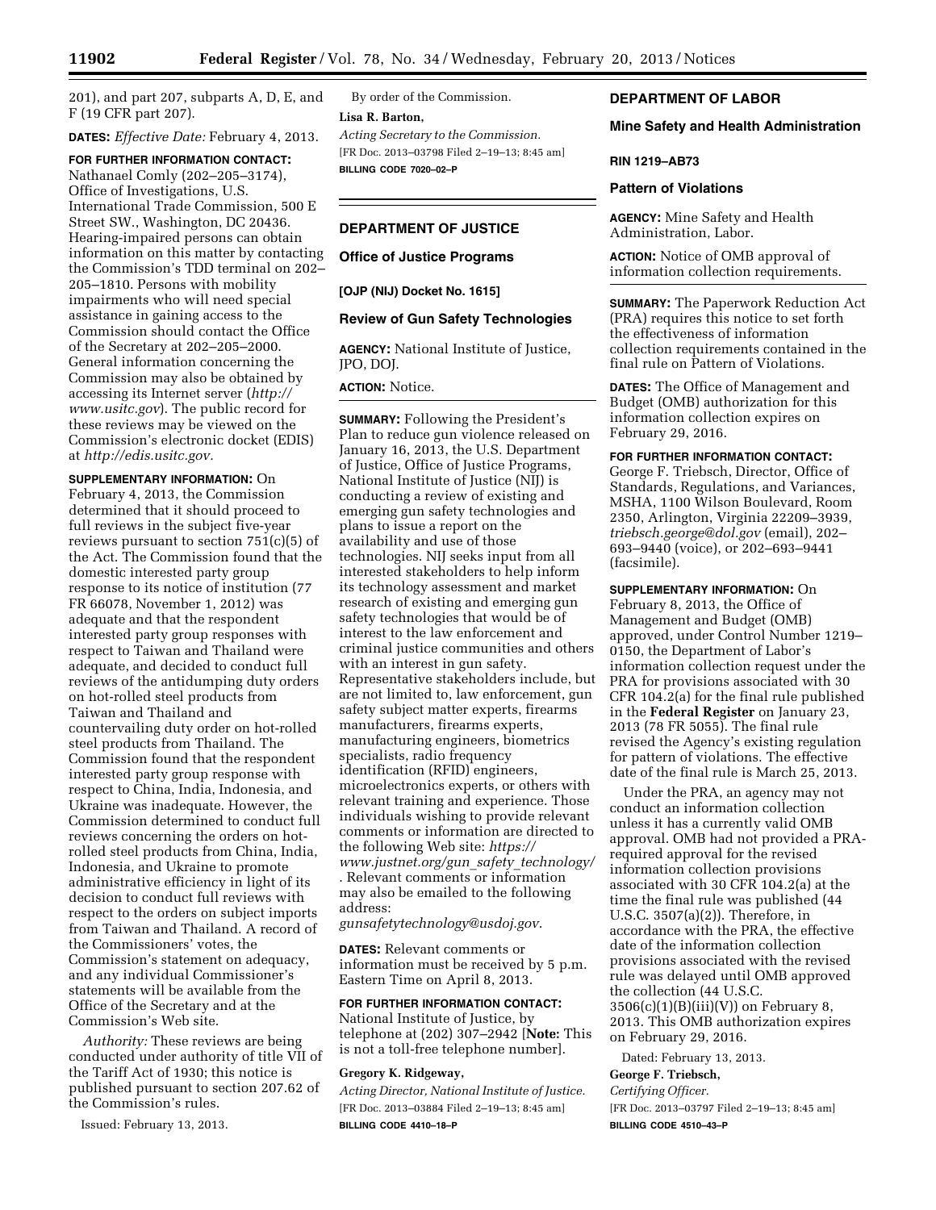201), and part 207, subparts A, D, E, and F (19 CFR part 207).

**DATES:** *Effective Date:* February 4, 2013.

**FOR FURTHER INFORMATION CONTACT:** Nathanael Comly (202–205–3174), Office of Investigations, U.S. International Trade Commission, 500 E Street SW., Washington, DC 20436. Hearing-impaired persons can obtain information on this matter by contacting the Commission's TDD terminal on 202–205–1810. Persons with mobility impairments who will need special assistance in gaining access to the Commission should contact the Office of the Secretary at 202–205–2000. General information concerning the Commission may also be obtained by accessing its Internet server (*http://www.usitc.gov*). The public record for these reviews may be viewed on the Commission's electronic docket (EDIS) at *http://edis.usitc.gov.*

**SUPPLEMENTARY INFORMATION:** On February 4, 2013, the Commission determined that it should proceed to full reviews in the subject five-year reviews pursuant to section 751(c)(5) of the Act. The Commission found that the domestic interested party group response to its notice of institution (77 FR 66078, November 1, 2012) was adequate and that the respondent interested party group responses with respect to Taiwan and Thailand were adequate, and decided to conduct full reviews of the antidumping duty orders on hot-rolled steel products from Taiwan and Thailand and countervailing duty order on hot-rolled steel products from Thailand. The Commission found that the respondent interested party group response with respect to China, India, Indonesia, and Ukraine was inadequate. However, the Commission determined to conduct full reviews concerning the orders on hot-rolled steel products from China, India, Indonesia, and Ukraine to promote administrative efficiency in light of its decision to conduct full reviews with respect to the orders on subject imports from Taiwan and Thailand. A record of the Commissioners' votes, the Commission's statement on adequacy, and any individual Commissioner's statements will be available from the Office of the Secretary and at the Commission's Web site.

*Authority:* These reviews are being conducted under authority of title VII of the Tariff Act of 1930; this notice is published pursuant to section 207.62 of the Commission's rules.

Issued: February 13, 2013.

By order of the Commission.

**Lisa R. Barton,**

*Acting Secretary to the Commission.*

[FR Doc. 2013–03798 Filed 2–19–13; 8:45 am]

**BILLING CODE 7020–02–P**

## DEPARTMENT OF JUSTICE

### Office of Justice Programs

**[OJP (NIJ) Docket No. 1615]**

### Review of Gun Safety Technologies

**AGENCY:** National Institute of Justice, JPO, DOJ.

**ACTION:** Notice.

**SUMMARY:** Following the President's Plan to reduce gun violence released on January 16, 2013, the U.S. Department of Justice, Office of Justice Programs, National Institute of Justice (NIJ) is conducting a review of existing and emerging gun safety technologies and plans to issue a report on the availability and use of those technologies. NIJ seeks input from all interested stakeholders to help inform its technology assessment and market research of existing and emerging gun safety technologies that would be of interest to the law enforcement and criminal justice communities and others with an interest in gun safety. Representative stakeholders include, but are not limited to, law enforcement, gun safety subject matter experts, firearms manufacturers, firearms experts, manufacturing engineers, biometrics specialists, radio frequency identification (RFID) engineers, microelectronics experts, or others with relevant training and experience. Those individuals wishing to provide relevant comments or information are directed to the following Web site: *https://www.justnet.org/gun_safety_technology/*. Relevant comments or information may also be emailed to the following address: *gunsafetytechnology@usdoj.gov.*

**DATES:** Relevant comments or information must be received by 5 p.m. Eastern Time on April 8, 2013.

**FOR FURTHER INFORMATION CONTACT:** National Institute of Justice, by telephone at (202) 307–2942 [**Note:** This is not a toll-free telephone number].

**Gregory K. Ridgeway,**

*Acting Director, National Institute of Justice.*

[FR Doc. 2013–03884 Filed 2–19–13; 8:45 am]

**BILLING CODE 4410–18–P**

## DEPARTMENT OF LABOR

### Mine Safety and Health Administration

**RIN 1219–AB73**

### Pattern of Violations

**AGENCY:** Mine Safety and Health Administration, Labor.

**ACTION:** Notice of OMB approval of information collection requirements.

**SUMMARY:** The Paperwork Reduction Act (PRA) requires this notice to set forth the effectiveness of information collection requirements contained in the final rule on Pattern of Violations.

**DATES:** The Office of Management and Budget (OMB) authorization for this information collection expires on February 29, 2016.

**FOR FURTHER INFORMATION CONTACT:** George F. Triebsch, Director, Office of Standards, Regulations, and Variances, MSHA, 1100 Wilson Boulevard, Room 2350, Arlington, Virginia 22209–3939, *triebsch.george@dol.gov* (email), 202–693–9440 (voice), or 202–693–9441 (facsimile).

**SUPPLEMENTARY INFORMATION:** On February 8, 2013, the Office of Management and Budget (OMB) approved, under Control Number 1219–0150, the Department of Labor's information collection request under the PRA for provisions associated with 30 CFR 104.2(a) for the final rule published in the **Federal Register** on January 23, 2013 (78 FR 5055). The final rule revised the Agency's existing regulation for pattern of violations. The effective date of the final rule is March 25, 2013.

Under the PRA, an agency may not conduct an information collection unless it has a currently valid OMB approval. OMB had not provided a PRA-required approval for the revised information collection provisions associated with 30 CFR 104.2(a) at the time the final rule was published (44 U.S.C. 3507(a)(2)). Therefore, in accordance with the PRA, the effective date of the information collection provisions associated with the revised rule was delayed until OMB approved the collection (44 U.S.C. 3506(c)(1)(B)(iii)(V)) on February 8, 2013. This OMB authorization expires on February 29, 2016.

Dated: February 13, 2013.

**George F. Triebsch,**

*Certifying Officer.*

[FR Doc. 2013–03797 Filed 2–19–13; 8:45 am]

**BILLING CODE 4510–43–P**